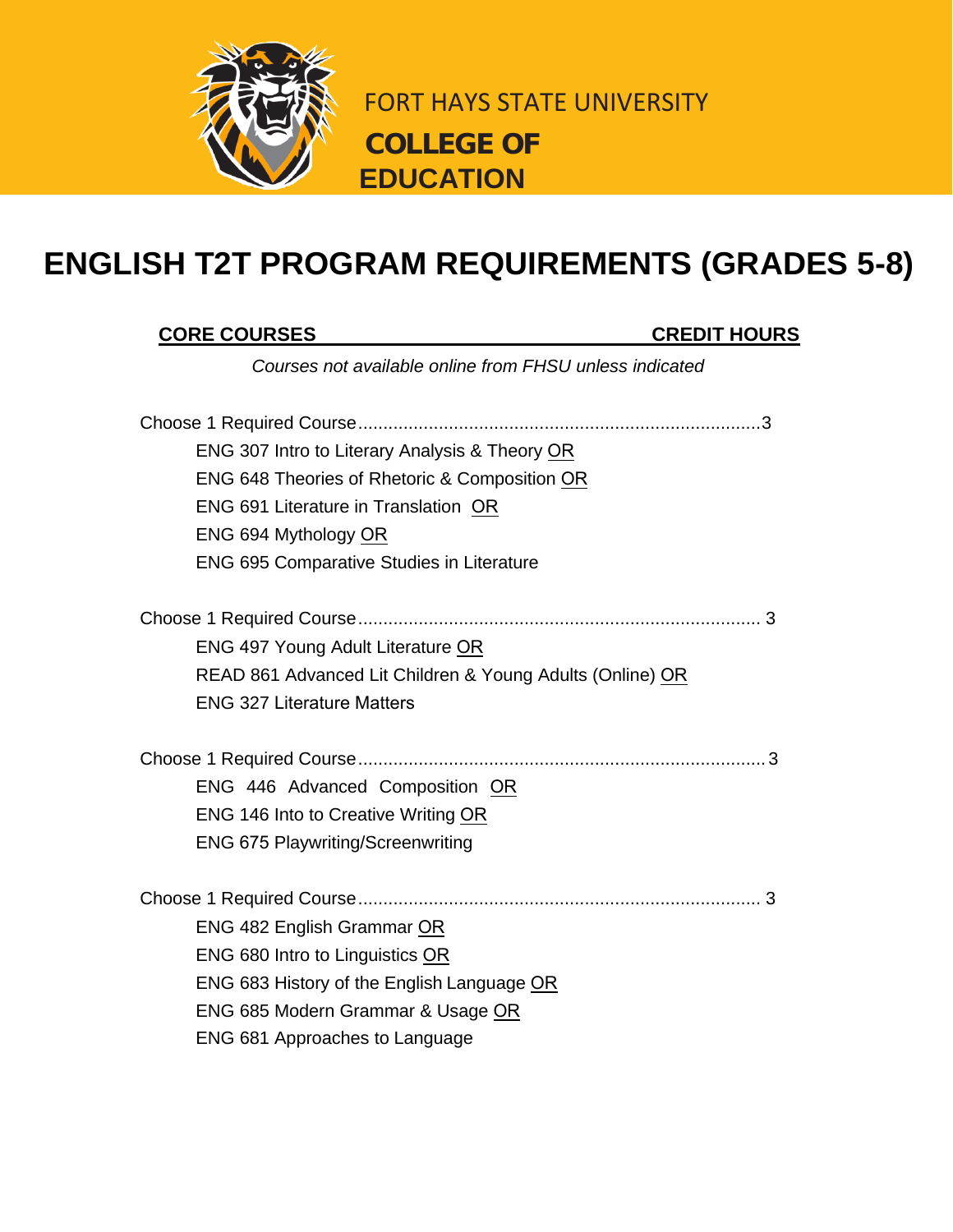FORT HAYS STATE UNIVERSITY

**COLLEGE OF EDUCATION**

# ENGLISH T2T PROGRAM REQUIREMENTS (GRADES 5-8)

**CORE COURSES** | **CREDIT HOURS**

*Courses not available online from FHSU unless indicated*

Choose 1 Required Course.................................................................................3

- ENG 307 Intro to Literary Analysis & Theory OR
- ENG 648 Theories of Rhetoric & Composition OR
- ENG 691 Literature in Translation OR
- ENG 694 Mythology OR
- ENG 695 Comparative Studies in Literature

Choose 1 Required Course.................................................................................3

- ENG 497 Young Adult Literature OR
- READ 861 Advanced Lit Children & Young Adults (Online) OR
- ENG 327 Literature Matters

Choose 1 Required Course.................................................................................3

- ENG 446 Advanced Composition OR
- ENG 146 Into to Creative Writing OR
- ENG 675 Playwriting/Screenwriting

Choose 1 Required Course.................................................................................3

- ENG 482 English Grammar OR
- ENG 680 Intro to Linguistics OR
- ENG 683 History of the English Language OR
- ENG 685 Modern Grammar & Usage OR
- ENG 681 Approaches to Language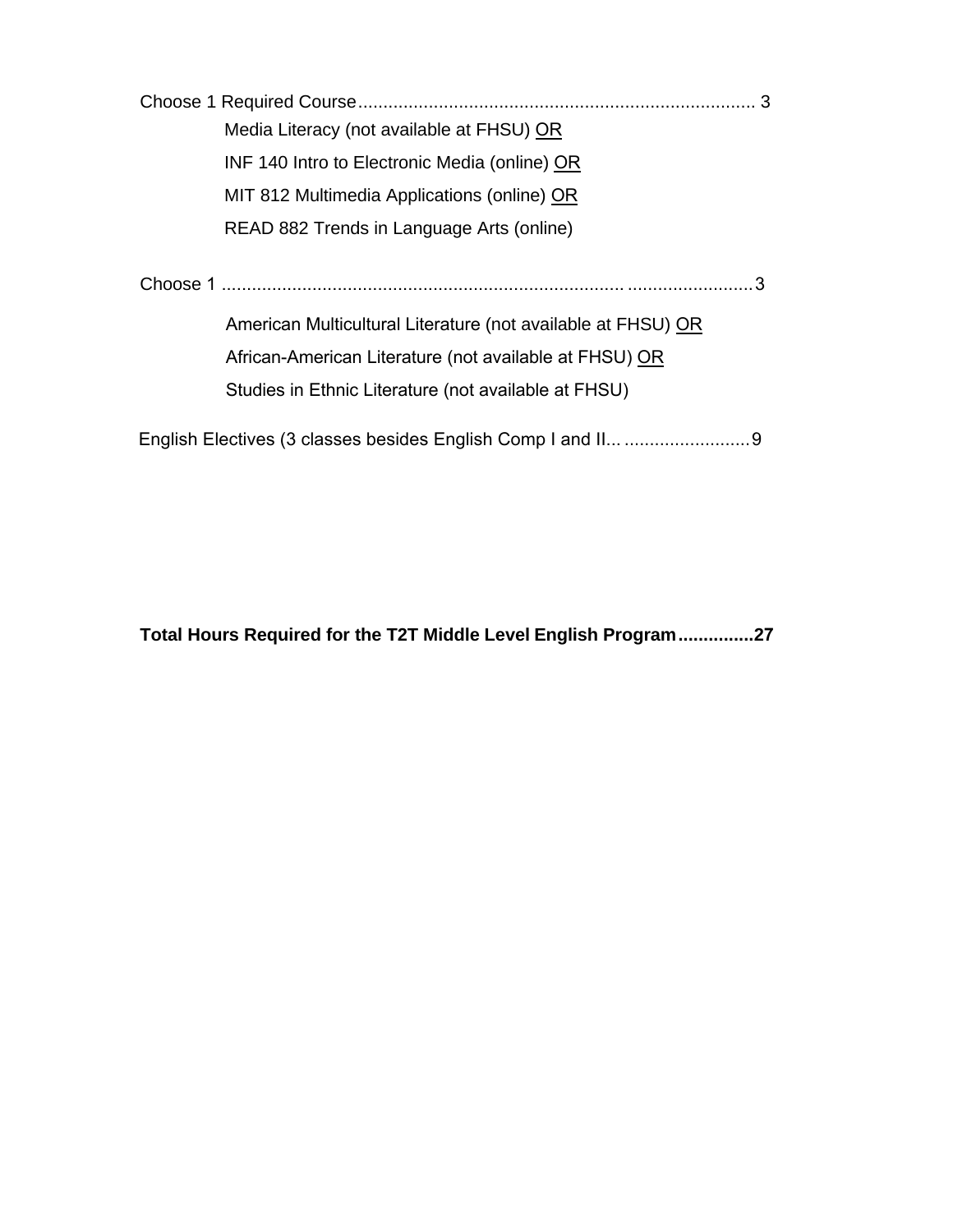Choose 1 Required Course............................................................................... 3

Media Literacy (not available at FHSU) OR

INF 140 Intro to Electronic Media (online) OR

MIT 812 Multimedia Applications (online) OR

READ 882 Trends in Language Arts (online)

Choose 1 ............................................................................ .........................3

American Multicultural Literature (not available at FHSU) OR

African-American Literature (not available at FHSU) OR

Studies in Ethnic Literature (not available at FHSU)

English Electives (3 classes besides English Comp I and II... .........................9

**Total Hours Required for the T2T Middle Level English Program...............27**